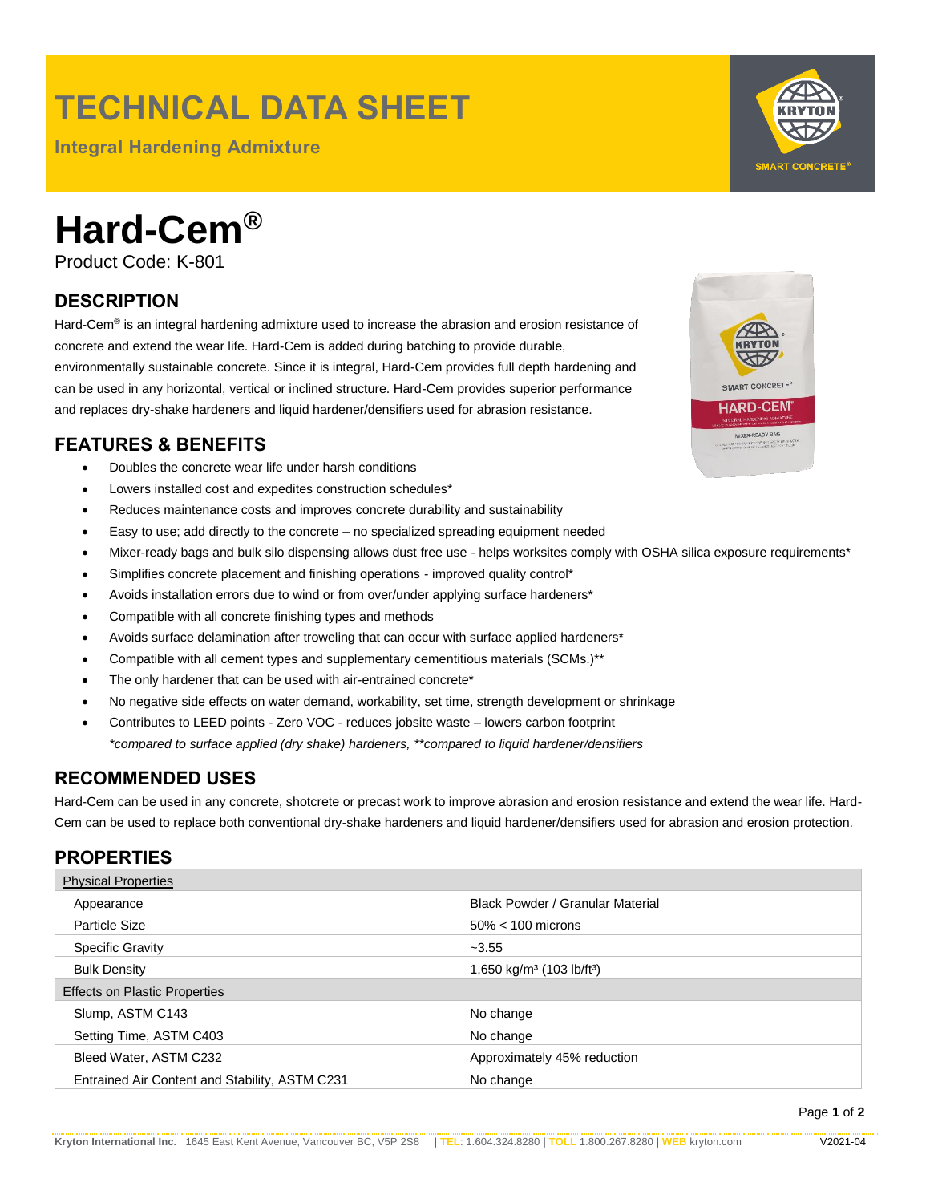# TECHNICAL DATA SHEET

**Integral Hardening Admixture**

# Hard-Cem®

Product Code: K-801

## DESCRIPTION

Hard-Cem® is an integral hardening admixture used to increase the abrasion and erosion resistance of concrete and extend the wear life. Hard-Cem is added during batching to provide durable, environmentally sustainable concrete. Since it is integral, Hard-Cem provides full depth hardening and can be used in any horizontal, vertical or inclined structure. Hard-Cem provides superior performance and replaces dry-shake hardeners and liquid hardener/densifiers used for abrasion resistance.

## FEATURES & BENEFITS

- Doubles the concrete wear life under harsh conditions
- Lowers installed cost and expedites construction schedules*
- Reduces maintenance costs and improves concrete durability and sustainability
- Easy to use; add directly to the concrete – no specialized spreading equipment needed
- Mixer-ready bags and bulk silo dispensing allows dust free use - helps worksites comply with OSHA silica exposure requirements*
- Simplifies concrete placement and finishing operations - improved quality control*
- Avoids installation errors due to wind or from over/under applying surface hardeners*
- Compatible with all concrete finishing types and methods
- Avoids surface delamination after troweling that can occur with surface applied hardeners*
- Compatible with all cement types and supplementary cementitious materials (SCMs.)**
- The only hardener that can be used with air-entrained concrete*
- No negative side effects on water demand, workability, set time, strength development or shrinkage
- Contributes to LEED points - Zero VOC - reduces jobsite waste – lowers carbon footprint

*\*compared to surface applied (dry shake) hardeners, \*\*compared to liquid hardener/densifiers*

## RECOMMENDED USES

Hard-Cem can be used in any concrete, shotcrete or precast work to improve abrasion and erosion resistance and extend the wear life. Hard-Cem can be used to replace both conventional dry-shake hardeners and liquid hardener/densifiers used for abrasion and erosion protection.

## PROPERTIES

| Physical Properties | |
|---|---|
| Appearance | Black Powder / Granular Material |
| Particle Size | 50% < 100 microns |
| Specific Gravity | ~3.55 |
| Bulk Density | 1,650 kg/m³ (103 lb/ft³) |
| **Effects on Plastic Properties** | |
| Slump, ASTM C143 | No change |
| Setting Time, ASTM C403 | No change |
| Bleed Water, ASTM C232 | Approximately 45% reduction |
| Entrained Air Content and Stability, ASTM C231 | No change |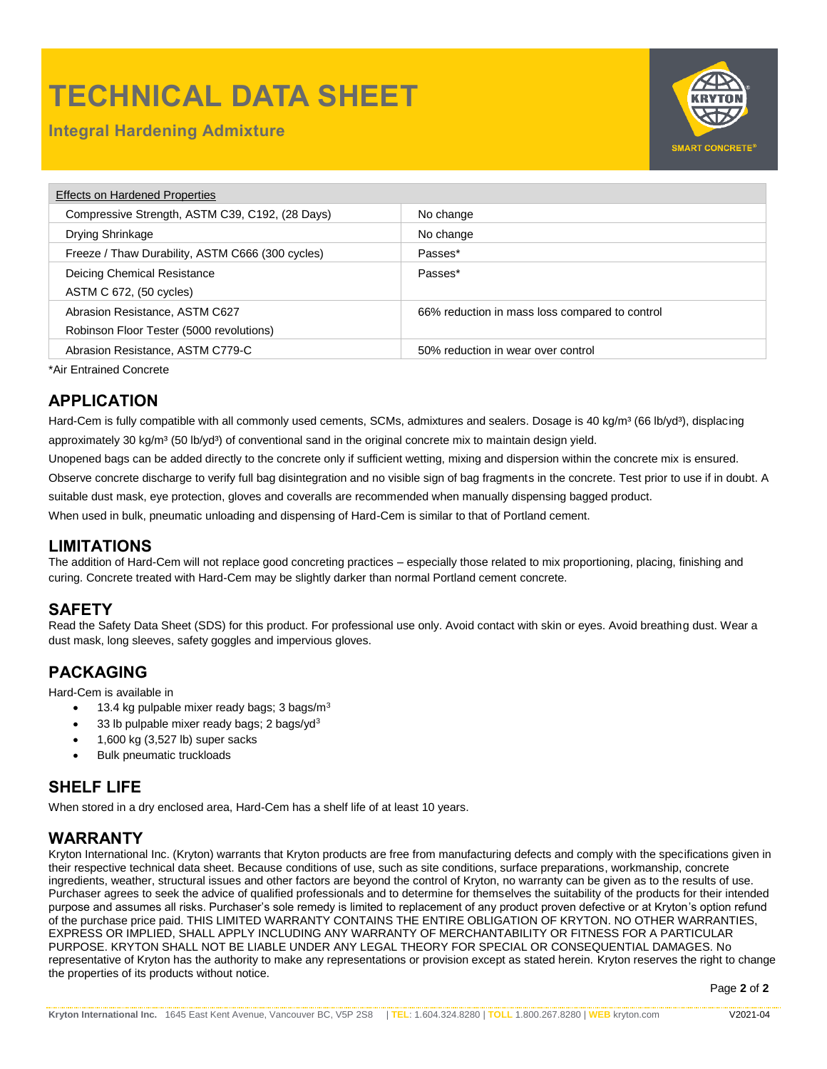# TECHNICAL DATA SHEET

## Integral Hardening Admixture

| Effects on Hardened Properties | |
|---|---|
| Compressive Strength, ASTM C39, C192, (28 Days) | No change |
| Drying Shrinkage | No change |
| Freeze / Thaw Durability, ASTM C666 (300 cycles) | Passes* |
| Deicing Chemical Resistance ASTM C 672, (50 cycles) | Passes* |
| Abrasion Resistance, ASTM C627 Robinson Floor Tester (5000 revolutions) | 66% reduction in mass loss compared to control |
| Abrasion Resistance, ASTM C779-C | 50% reduction in wear over control |

*Air Entrained Concrete

## APPLICATION

Hard-Cem is fully compatible with all commonly used cements, SCMs, admixtures and sealers. Dosage is 40 kg/m³ (66 lb/yd³), displacing approximately 30 kg/m³ (50 lb/yd³) of conventional sand in the original concrete mix to maintain design yield.

Unopened bags can be added directly to the concrete only if sufficient wetting, mixing and dispersion within the concrete mix is ensured. Observe concrete discharge to verify full bag disintegration and no visible sign of bag fragments in the concrete. Test prior to use if in doubt. A suitable dust mask, eye protection, gloves and coveralls are recommended when manually dispensing bagged product.

When used in bulk, pneumatic unloading and dispensing of Hard-Cem is similar to that of Portland cement.

## LIMITATIONS

The addition of Hard-Cem will not replace good concreting practices – especially those related to mix proportioning, placing, finishing and curing. Concrete treated with Hard-Cem may be slightly darker than normal Portland cement concrete.

## SAFETY

Read the Safety Data Sheet (SDS) for this product. For professional use only. Avoid contact with skin or eyes. Avoid breathing dust. Wear a dust mask, long sleeves, safety goggles and impervious gloves.

## PACKAGING

Hard-Cem is available in

- 13.4 kg pulpable mixer ready bags; 3 bags/m³
- 33 lb pulpable mixer ready bags; 2 bags/yd³
- 1,600 kg (3,527 lb) super sacks
- Bulk pneumatic truckloads

## SHELF LIFE

When stored in a dry enclosed area, Hard-Cem has a shelf life of at least 10 years.

## WARRANTY

Kryton International Inc. (Kryton) warrants that Kryton products are free from manufacturing defects and comply with the specifications given in their respective technical data sheet. Because conditions of use, such as site conditions, surface preparations, workmanship, concrete ingredients, weather, structural issues and other factors are beyond the control of Kryton, no warranty can be given as to the results of use. Purchaser agrees to seek the advice of qualified professionals and to determine for themselves the suitability of the products for their intended purpose and assumes all risks. Purchaser's sole remedy is limited to replacement of any product proven defective or at Kryton's option refund of the purchase price paid. THIS LIMITED WARRANTY CONTAINS THE ENTIRE OBLIGATION OF KRYTON. NO OTHER WARRANTIES, EXPRESS OR IMPLIED, SHALL APPLY INCLUDING ANY WARRANTY OF MERCHANTABILITY OR FITNESS FOR A PARTICULAR PURPOSE. KRYTON SHALL NOT BE LIABLE UNDER ANY LEGAL THEORY FOR SPECIAL OR CONSEQUENTIAL DAMAGES. No representative of Kryton has the authority to make any representations or provision except as stated herein. Kryton reserves the right to change the properties of its products without notice.